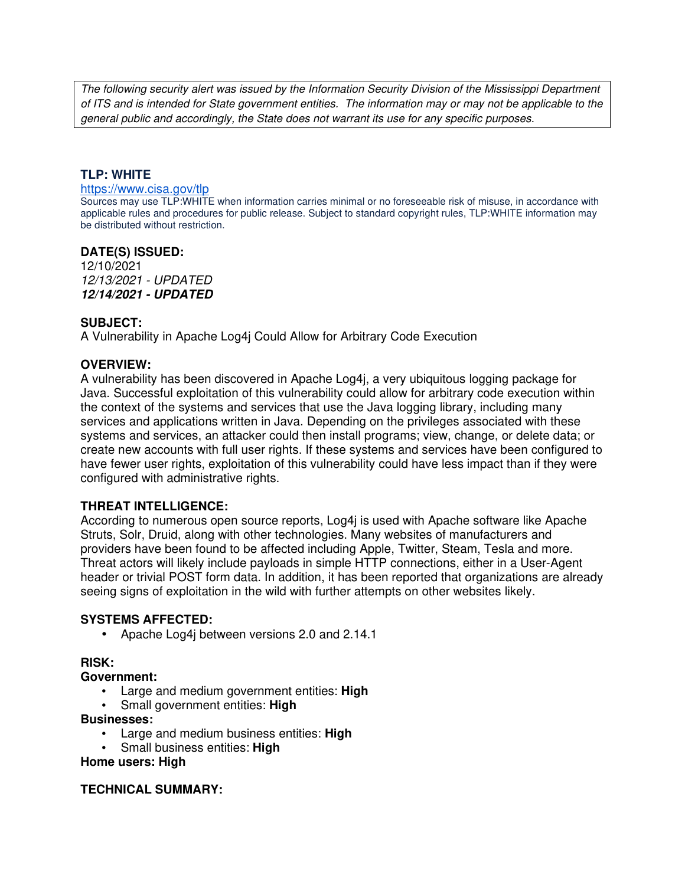*The following security alert was issued by the Information Security Division of the Mississippi Department of ITS and is intended for State government entities. The information may or may not be applicable to the general public and accordingly, the State does not warrant its use for any specific purposes.*

**TLP: WHITE**

https://www.cisa.gov/tlp

Sources may use TLP:WHITE when information carries minimal or no foreseeable risk of misuse, in accordance with applicable rules and procedures for public release. Subject to standard copyright rules, TLP:WHITE information may be distributed without restriction.

**DATE(S) ISSUED:**

12/10/2021

*12/13/2021 - UPDATED*

***12/14/2021 - UPDATED***

**SUBJECT:**

A Vulnerability in Apache Log4j Could Allow for Arbitrary Code Execution

**OVERVIEW:**

A vulnerability has been discovered in Apache Log4j, a very ubiquitous logging package for Java. Successful exploitation of this vulnerability could allow for arbitrary code execution within the context of the systems and services that use the Java logging library, including many services and applications written in Java. Depending on the privileges associated with these systems and services, an attacker could then install programs; view, change, or delete data; or create new accounts with full user rights. If these systems and services have been configured to have fewer user rights, exploitation of this vulnerability could have less impact than if they were configured with administrative rights.

**THREAT INTELLIGENCE:**

According to numerous open source reports, Log4j is used with Apache software like Apache Struts, Solr, Druid, along with other technologies. Many websites of manufacturers and providers have been found to be affected including Apple, Twitter, Steam, Tesla and more. Threat actors will likely include payloads in simple HTTP connections, either in a User-Agent header or trivial POST form data. In addition, it has been reported that organizations are already seeing signs of exploitation in the wild with further attempts on other websites likely.

**SYSTEMS AFFECTED:**

- Apache Log4j between versions 2.0 and 2.14.1

**RISK:**

**Government:**

- Large and medium government entities: **High**
- Small government entities: **High**

**Businesses:**

- Large and medium business entities: **High**
- Small business entities: **High**

**Home users: High**

**TECHNICAL SUMMARY:**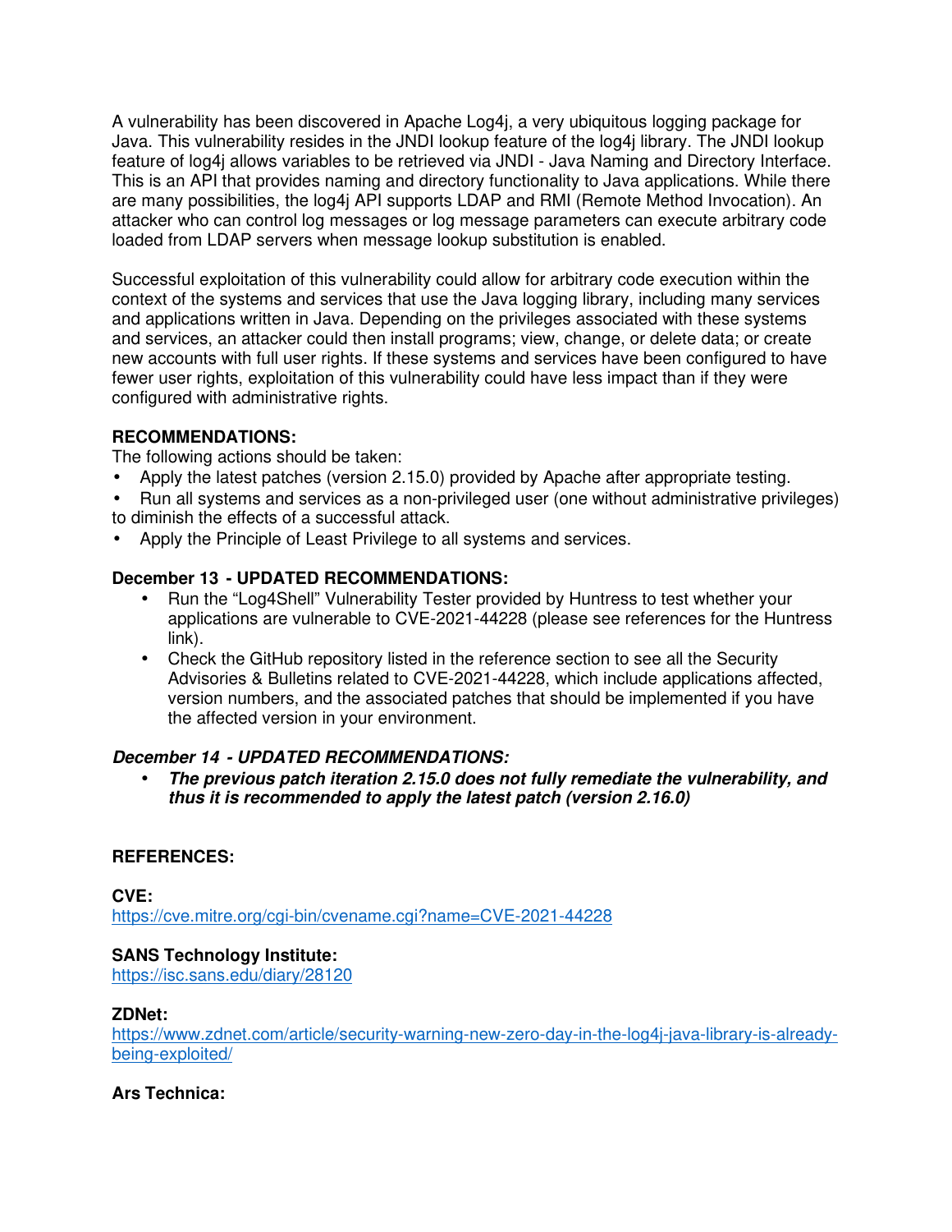A vulnerability has been discovered in Apache Log4j, a very ubiquitous logging package for Java. This vulnerability resides in the JNDI lookup feature of the log4j library. The JNDI lookup feature of log4j allows variables to be retrieved via JNDI - Java Naming and Directory Interface. This is an API that provides naming and directory functionality to Java applications. While there are many possibilities, the log4j API supports LDAP and RMI (Remote Method Invocation). An attacker who can control log messages or log message parameters can execute arbitrary code loaded from LDAP servers when message lookup substitution is enabled.

Successful exploitation of this vulnerability could allow for arbitrary code execution within the context of the systems and services that use the Java logging library, including many services and applications written in Java. Depending on the privileges associated with these systems and services, an attacker could then install programs; view, change, or delete data; or create new accounts with full user rights. If these systems and services have been configured to have fewer user rights, exploitation of this vulnerability could have less impact than if they were configured with administrative rights.

**RECOMMENDATIONS:**

The following actions should be taken:

- Apply the latest patches (version 2.15.0) provided by Apache after appropriate testing.
- Run all systems and services as a non-privileged user (one without administrative privileges) to diminish the effects of a successful attack.
- Apply the Principle of Least Privilege to all systems and services.

**December 13 - UPDATED RECOMMENDATIONS:**

- Run the "Log4Shell" Vulnerability Tester provided by Huntress to test whether your applications are vulnerable to CVE-2021-44228 (please see references for the Huntress link).
- Check the GitHub repository listed in the reference section to see all the Security Advisories & Bulletins related to CVE-2021-44228, which include applications affected, version numbers, and the associated patches that should be implemented if you have the affected version in your environment.

***December 14 - UPDATED RECOMMENDATIONS:***

- ***The previous patch iteration 2.15.0 does not fully remediate the vulnerability, and thus it is recommended to apply the latest patch (version 2.16.0)***

**REFERENCES:**

**CVE:**
https://cve.mitre.org/cgi-bin/cvename.cgi?name=CVE-2021-44228

**SANS Technology Institute:**
https://isc.sans.edu/diary/28120

**ZDNet:**
https://www.zdnet.com/article/security-warning-new-zero-day-in-the-log4j-java-library-is-already-being-exploited/

**Ars Technica:**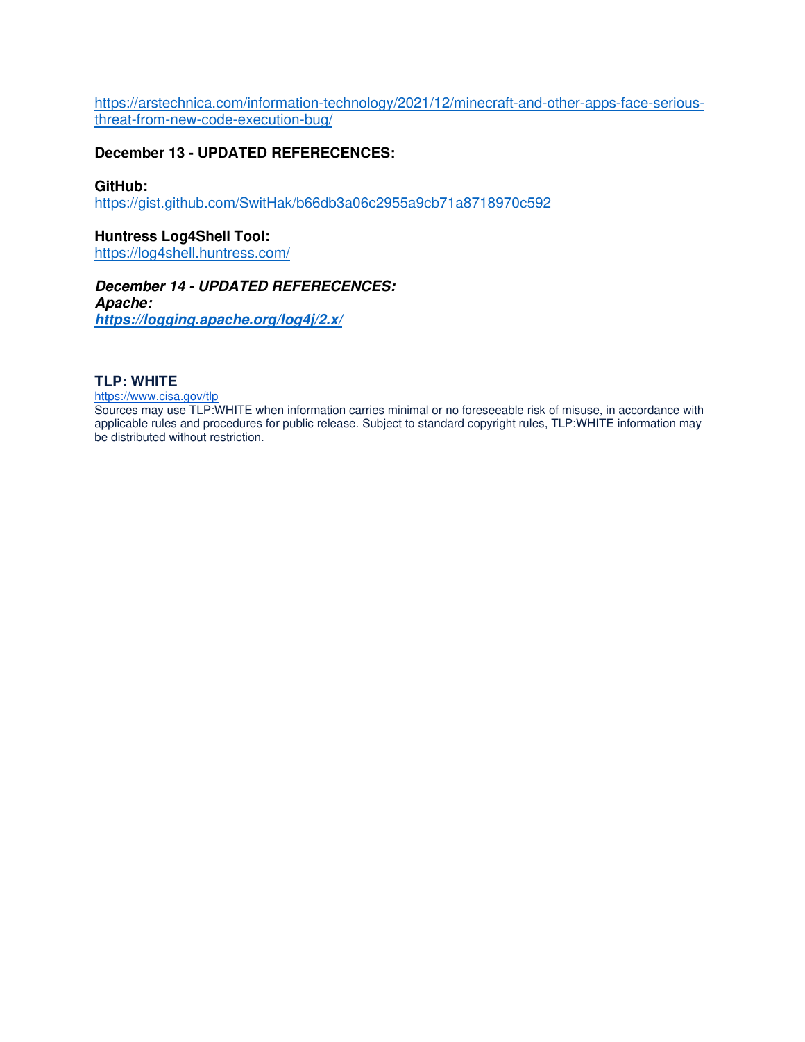https://arstechnica.com/information-technology/2021/12/minecraft-and-other-apps-face-serious-threat-from-new-code-execution-bug/

**December 13 - UPDATED REFERECENCES:**

**GitHub:**
https://gist.github.com/SwitHak/b66db3a06c2955a9cb71a8718970c592

**Huntress Log4Shell Tool:**
https://log4shell.huntress.com/

***December 14 - UPDATED REFERECENCES:***
***Apache:***
***https://logging.apache.org/log4j/2.x/***

## TLP: WHITE

https://www.cisa.gov/tlp

Sources may use TLP:WHITE when information carries minimal or no foreseeable risk of misuse, in accordance with applicable rules and procedures for public release. Subject to standard copyright rules, TLP:WHITE information may be distributed without restriction.